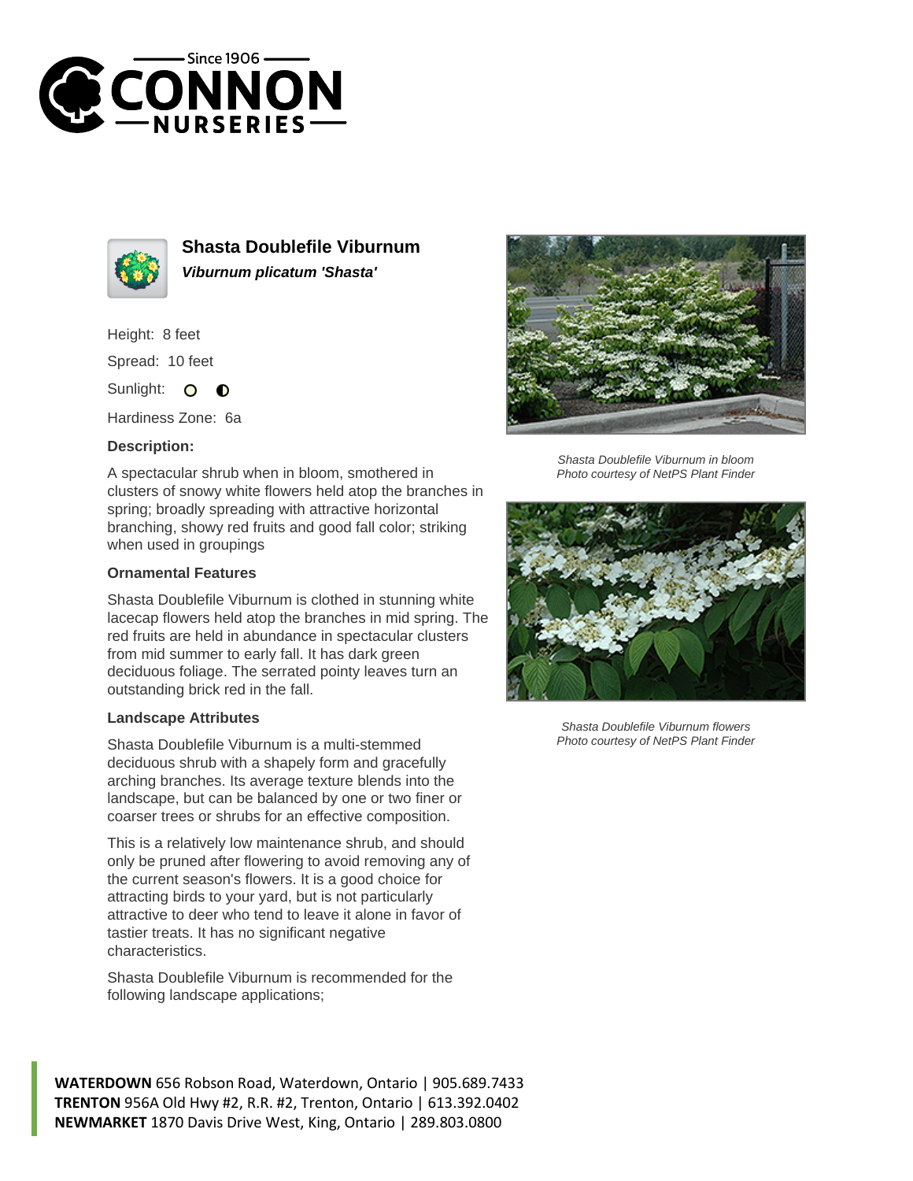# Shasta Doublefile Viburnum

***Viburnum plicatum 'Shasta'***

Height: 8 feet

Spread: 10 feet

Sunlight:

Hardiness Zone: 6a

### Description:

A spectacular shrub when in bloom, smothered in clusters of snowy white flowers held atop the branches in spring; broadly spreading with attractive horizontal branching, showy red fruits and good fall color; striking when used in groupings

### Ornamental Features

Shasta Doublefile Viburnum is clothed in stunning white lacecap flowers held atop the branches in mid spring. The red fruits are held in abundance in spectacular clusters from mid summer to early fall. It has dark green deciduous foliage. The serrated pointy leaves turn an outstanding brick red in the fall.

### Landscape Attributes

Shasta Doublefile Viburnum is a multi-stemmed deciduous shrub with a shapely form and gracefully arching branches. Its average texture blends into the landscape, but can be balanced by one or two finer or coarser trees or shrubs for an effective composition.

This is a relatively low maintenance shrub, and should only be pruned after flowering to avoid removing any of the current season's flowers. It is a good choice for attracting birds to your yard, but is not particularly attractive to deer who tend to leave it alone in favor of tastier treats. It has no significant negative characteristics.

Shasta Doublefile Viburnum is recommended for the following landscape applications;

*Shasta Doublefile Viburnum in bloom*
*Photo courtesy of NetPS Plant Finder*

*Shasta Doublefile Viburnum flowers*
*Photo courtesy of NetPS Plant Finder*

**WATERDOWN** 656 Robson Road, Waterdown, Ontario | 905.689.7433
**TRENTON** 956A Old Hwy #2, R.R. #2, Trenton, Ontario | 613.392.0402
**NEWMARKET** 1870 Davis Drive West, King, Ontario | 289.803.0800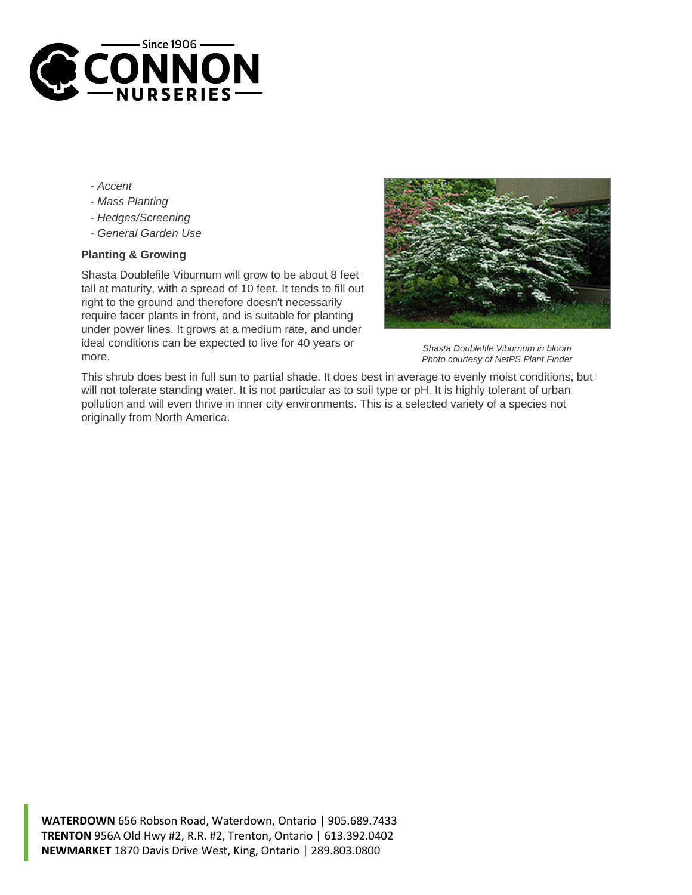- *Accent*
- *Mass Planting*
- *Hedges/Screening*
- *General Garden Use*

**Planting & Growing**

Shasta Doublefile Viburnum will grow to be about 8 feet tall at maturity, with a spread of 10 feet. It tends to fill out right to the ground and therefore doesn't necessarily require facer plants in front, and is suitable for planting under power lines. It grows at a medium rate, and under ideal conditions can be expected to live for 40 years or more.

*Shasta Doublefile Viburnum in bloom*
*Photo courtesy of NetPS Plant Finder*

This shrub does best in full sun to partial shade. It does best in average to evenly moist conditions, but will not tolerate standing water. It is not particular as to soil type or pH. It is highly tolerant of urban pollution and will even thrive in inner city environments. This is a selected variety of a species not originally from North America.